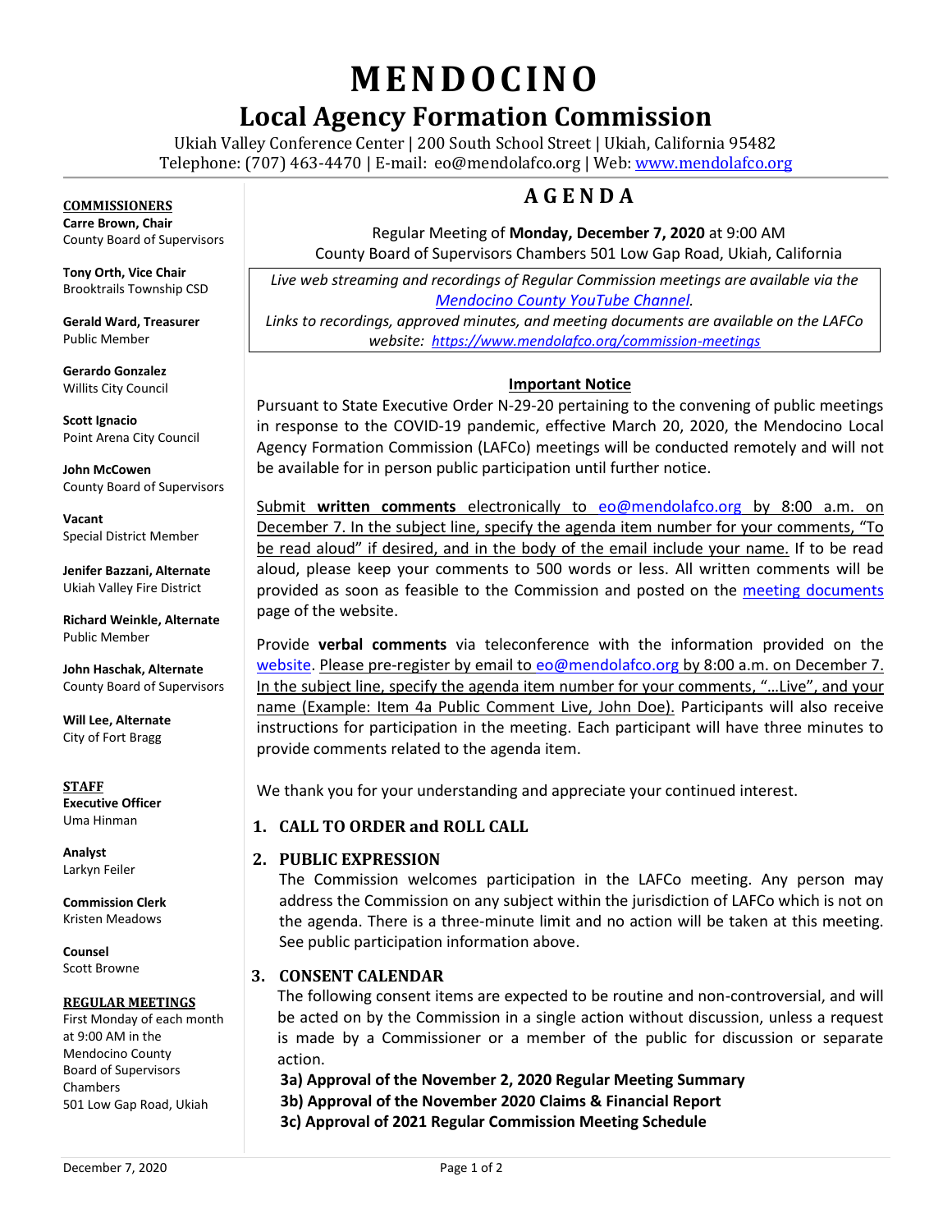# MENDOCINO

## Local Agency Formation Commission

Ukiah Valley Conference Center | 200 South School Street | Ukiah, California 95482
Telephone: (707) 463-4470 | E-mail: eo@mendolafco.org | Web: www.mendolafco.org

**COMMISSIONERS**

**Carre Brown, Chair**
County Board of Supervisors

**Tony Orth, Vice Chair**
Brooktrails Township CSD

**Gerald Ward, Treasurer**
Public Member

**Gerardo Gonzalez**
Willits City Council

**Scott Ignacio**
Point Arena City Council

**John McCowen**
County Board of Supervisors

**Vacant**
Special District Member

**Jenifer Bazzani, Alternate**
Ukiah Valley Fire District

**Richard Weinkle, Alternate**
Public Member

**John Haschak, Alternate**
County Board of Supervisors

**Will Lee, Alternate**
City of Fort Bragg

**STAFF**

**Executive Officer**
Uma Hinman

**Analyst**
Larkyn Feiler

**Commission Clerk**
Kristen Meadows

**Counsel**
Scott Browne

**REGULAR MEETINGS**

First Monday of each month at 9:00 AM in the Mendocino County Board of Supervisors Chambers 501 Low Gap Road, Ukiah

## AGENDA

Regular Meeting of **Monday, December 7, 2020** at 9:00 AM
County Board of Supervisors Chambers 501 Low Gap Road, Ukiah, California

*Live web streaming and recordings of Regular Commission meetings are available via the Mendocino County YouTube Channel.*
*Links to recordings, approved minutes, and meeting documents are available on the LAFCo website: https://www.mendolafco.org/commission-meetings*

**Important Notice**

Pursuant to State Executive Order N-29-20 pertaining to the convening of public meetings in response to the COVID-19 pandemic, effective March 20, 2020, the Mendocino Local Agency Formation Commission (LAFCo) meetings will be conducted remotely and will not be available for in person public participation until further notice.

Submit **written comments** electronically to eo@mendolafco.org by 8:00 a.m. on December 7. In the subject line, specify the agenda item number for your comments, "To be read aloud" if desired, and in the body of the email include your name. If to be read aloud, please keep your comments to 500 words or less. All written comments will be provided as soon as feasible to the Commission and posted on the meeting documents page of the website.

Provide **verbal comments** via teleconference with the information provided on the website. Please pre-register by email to eo@mendolafco.org by 8:00 a.m. on December 7. In the subject line, specify the agenda item number for your comments, "…Live", and your name (Example: Item 4a Public Comment Live, John Doe). Participants will also receive instructions for participation in the meeting. Each participant will have three minutes to provide comments related to the agenda item.

We thank you for your understanding and appreciate your continued interest.

### 1. CALL TO ORDER and ROLL CALL

### 2. PUBLIC EXPRESSION

The Commission welcomes participation in the LAFCo meeting. Any person may address the Commission on any subject within the jurisdiction of LAFCo which is not on the agenda. There is a three-minute limit and no action will be taken at this meeting. See public participation information above.

### 3. CONSENT CALENDAR

The following consent items are expected to be routine and non-controversial, and will be acted on by the Commission in a single action without discussion, unless a request is made by a Commissioner or a member of the public for discussion or separate action.

**3a) Approval of the November 2, 2020 Regular Meeting Summary**
**3b) Approval of the November 2020 Claims & Financial Report**
**3c) Approval of 2021 Regular Commission Meeting Schedule**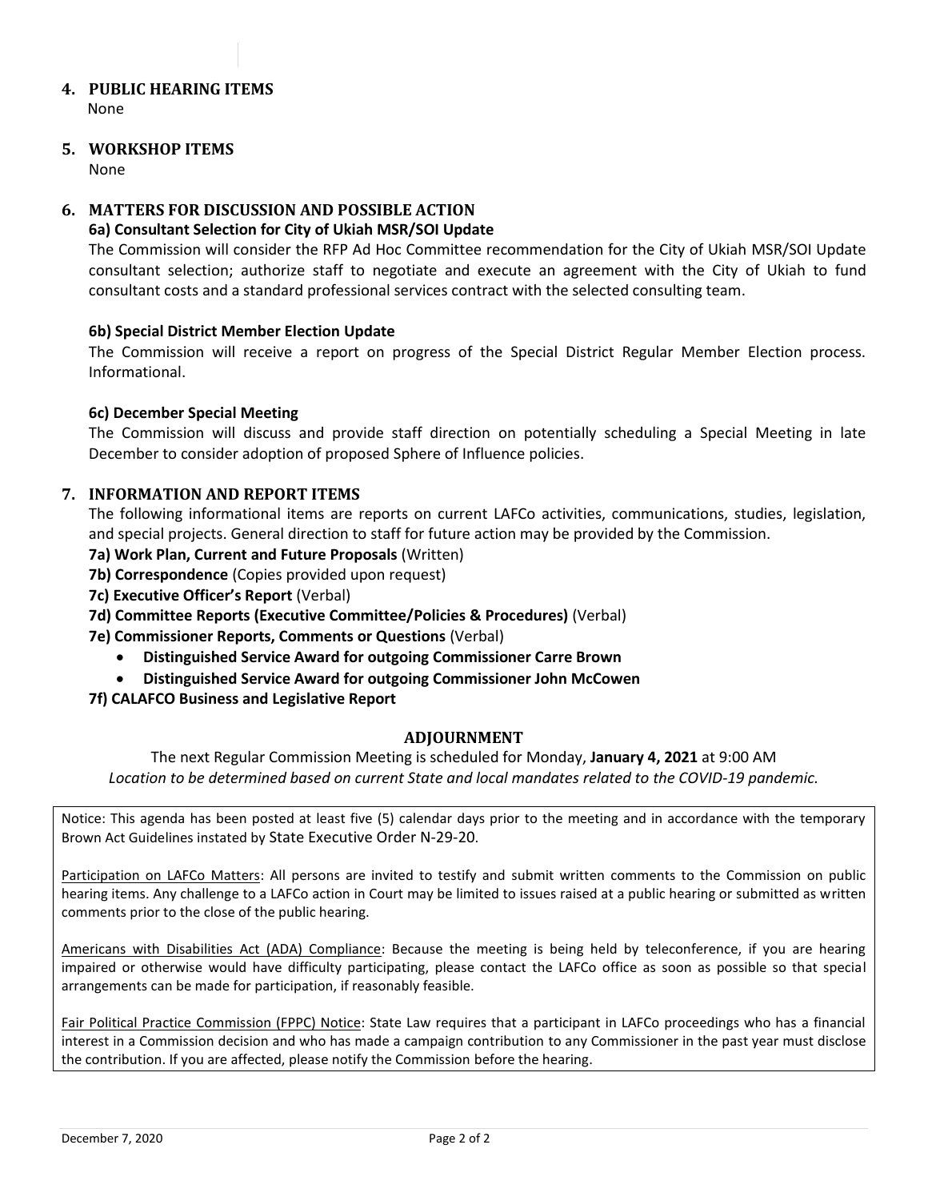## 4. PUBLIC HEARING ITEMS

None

## 5. WORKSHOP ITEMS

None

## 6. MATTERS FOR DISCUSSION AND POSSIBLE ACTION

### 6a) Consultant Selection for City of Ukiah MSR/SOI Update

The Commission will consider the RFP Ad Hoc Committee recommendation for the City of Ukiah MSR/SOI Update consultant selection; authorize staff to negotiate and execute an agreement with the City of Ukiah to fund consultant costs and a standard professional services contract with the selected consulting team.

### 6b) Special District Member Election Update

The Commission will receive a report on progress of the Special District Regular Member Election process. Informational.

### 6c) December Special Meeting

The Commission will discuss and provide staff direction on potentially scheduling a Special Meeting in late December to consider adoption of proposed Sphere of Influence policies.

## 7. INFORMATION AND REPORT ITEMS

The following informational items are reports on current LAFCo activities, communications, studies, legislation, and special projects. General direction to staff for future action may be provided by the Commission.

**7a) Work Plan, Current and Future Proposals** (Written)

**7b) Correspondence** (Copies provided upon request)

**7c) Executive Officer's Report** (Verbal)

**7d) Committee Reports (Executive Committee/Policies & Procedures)** (Verbal)

**7e) Commissioner Reports, Comments or Questions** (Verbal)

- **Distinguished Service Award for outgoing Commissioner Carre Brown**
- **Distinguished Service Award for outgoing Commissioner John McCowen**

**7f) CALAFCO Business and Legislative Report**

## ADJOURNMENT

The next Regular Commission Meeting is scheduled for Monday, **January 4, 2021** at 9:00 AM

*Location to be determined based on current State and local mandates related to the COVID-19 pandemic.*

Notice: This agenda has been posted at least five (5) calendar days prior to the meeting and in accordance with the temporary Brown Act Guidelines instated by State Executive Order N-29-20.

Participation on LAFCo Matters: All persons are invited to testify and submit written comments to the Commission on public hearing items. Any challenge to a LAFCo action in Court may be limited to issues raised at a public hearing or submitted as written comments prior to the close of the public hearing.

Americans with Disabilities Act (ADA) Compliance: Because the meeting is being held by teleconference, if you are hearing impaired or otherwise would have difficulty participating, please contact the LAFCo office as soon as possible so that special arrangements can be made for participation, if reasonably feasible.

Fair Political Practice Commission (FPPC) Notice: State Law requires that a participant in LAFCo proceedings who has a financial interest in a Commission decision and who has made a campaign contribution to any Commissioner in the past year must disclose the contribution. If you are affected, please notify the Commission before the hearing.